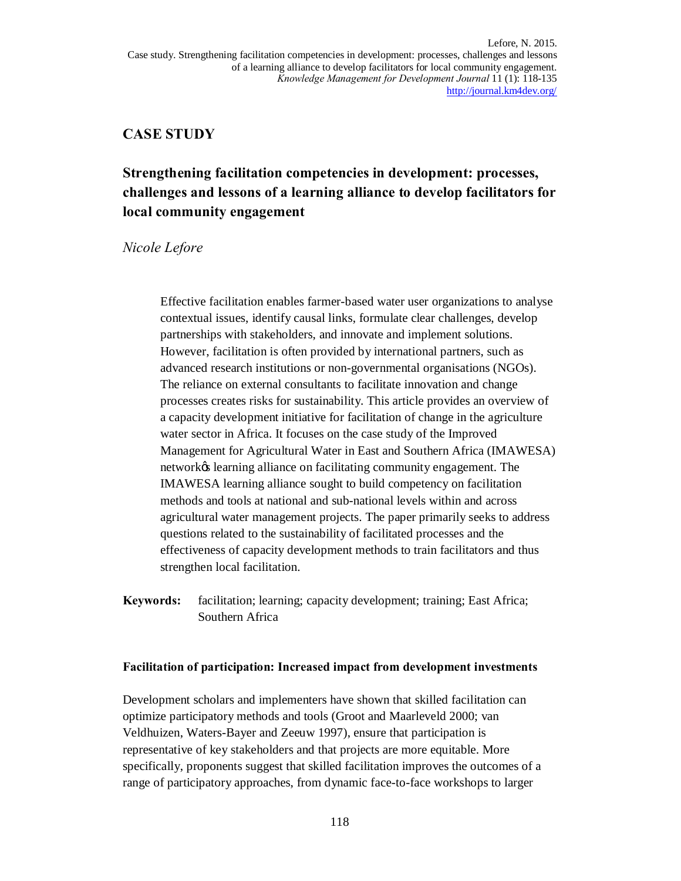CASE STUDY

# Strengthening facilitation competencies in development: processes, challenges and lessons of a learning alliance to develop facilitators for local community engagement

*Nicole Lefore*

> Effective facilitation enables farmer-based water user organizations to analyse contextual issues, identify causal links, formulate clear challenges, develop partnerships with stakeholders, and innovate and implement solutions. However, facilitation is often provided by international partners, such as advanced research institutions or non-governmental organisations (NGOs). The reliance on external consultants to facilitate innovation and change processes creates risks for sustainability. This article provides an overview of a capacity development initiative for facilitation of change in the agriculture water sector in Africa. It focuses on the case study of the Improved Management for Agricultural Water in East and Southern Africa (IMAWESA) network's learning alliance on facilitating community engagement. The IMAWESA learning alliance sought to build competency on facilitation methods and tools at national and sub-national levels within and across agricultural water management projects. The paper primarily seeks to address questions related to the sustainability of facilitated processes and the effectiveness of capacity development methods to train facilitators and thus strengthen local facilitation.

**Keywords:** facilitation; learning; capacity development; training; East Africa; Southern Africa

### Facilitation of participation: Increased impact from development investments

Development scholars and implementers have shown that skilled facilitation can optimize participatory methods and tools (Groot and Maarleveld 2000; van Veldhuizen, Waters-Bayer and Zeeuw 1997), ensure that participation is representative of key stakeholders and that projects are more equitable. More specifically, proponents suggest that skilled facilitation improves the outcomes of a range of participatory approaches, from dynamic face-to-face workshops to larger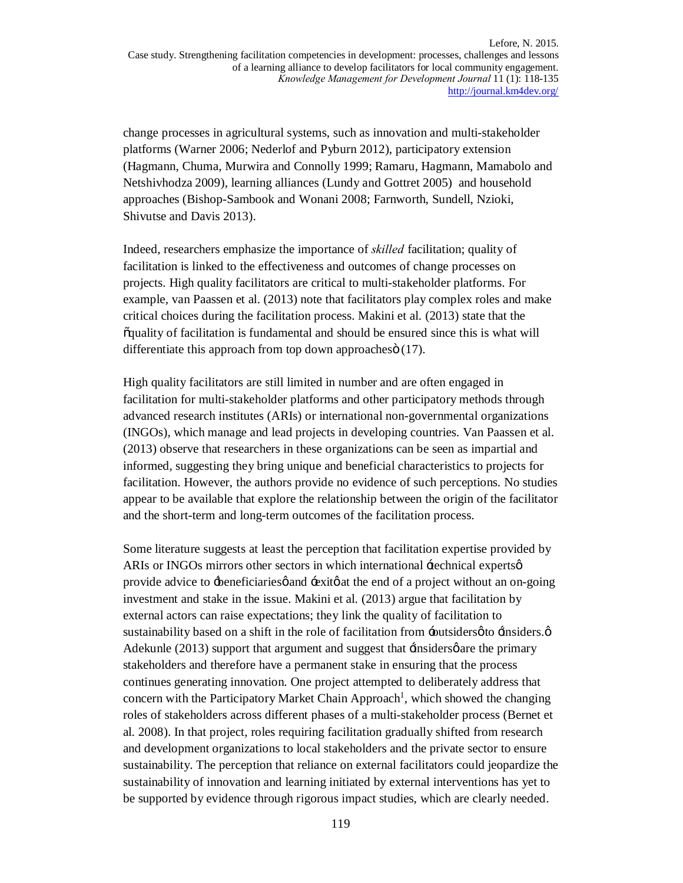change processes in agricultural systems, such as innovation and multi-stakeholder platforms (Warner 2006; Nederlof and Pyburn 2012), participatory extension (Hagmann, Chuma, Murwira and Connolly 1999; Ramaru, Hagmann, Mamabolo and Netshivhodza 2009), learning alliances (Lundy and Gottret 2005) and household approaches (Bishop-Sambook and Wonani 2008; Farnworth, Sundell, Nzioki, Shivutse and Davis 2013).

Indeed, researchers emphasize the importance of *skilled* facilitation; quality of facilitation is linked to the effectiveness and outcomes of change processes on projects. High quality facilitators are critical to multi-stakeholder platforms. For example, van Paassen et al. (2013) note that facilitators play complex roles and make critical choices during the facilitation process. Makini et al. (2013) state that the "quality of facilitation is fundamental and should be ensured since this is what will differentiate this approach from top down approaches" (17).

High quality facilitators are still limited in number and are often engaged in facilitation for multi-stakeholder platforms and other participatory methods through advanced research institutes (ARIs) or international non-governmental organizations (INGOs), which manage and lead projects in developing countries. Van Paassen et al. (2013) observe that researchers in these organizations can be seen as impartial and informed, suggesting they bring unique and beneficial characteristics to projects for facilitation. However, the authors provide no evidence of such perceptions. No studies appear to be available that explore the relationship between the origin of the facilitator and the short-term and long-term outcomes of the facilitation process.

Some literature suggests at least the perception that facilitation expertise provided by ARIs or INGOs mirrors other sectors in which international 'technical experts' provide advice to 'beneficiaries' and 'exit' at the end of a project without an on-going investment and stake in the issue. Makini et al. (2013) argue that facilitation by external actors can raise expectations; they link the quality of facilitation to sustainability based on a shift in the role of facilitation from 'outsiders' to 'insiders.' Adekunle (2013) support that argument and suggest that 'insiders' are the primary stakeholders and therefore have a permanent stake in ensuring that the process continues generating innovation. One project attempted to deliberately address that concern with the Participatory Market Chain Approach[1], which showed the changing roles of stakeholders across different phases of a multi-stakeholder process (Bernet et al. 2008). In that project, roles requiring facilitation gradually shifted from research and development organizations to local stakeholders and the private sector to ensure sustainability. The perception that reliance on external facilitators could jeopardize the sustainability of innovation and learning initiated by external interventions has yet to be supported by evidence through rigorous impact studies, which are clearly needed.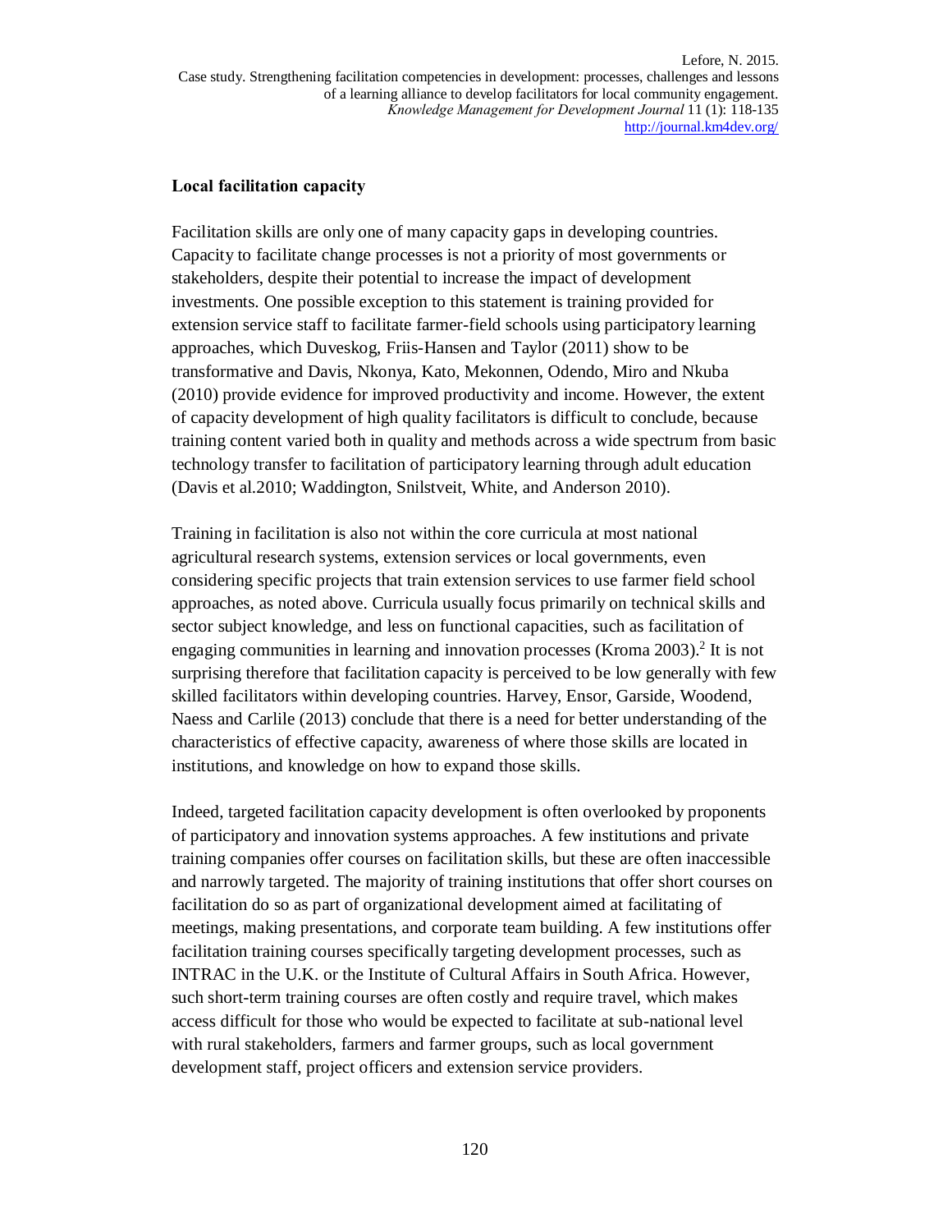### Local facilitation capacity

Facilitation skills are only one of many capacity gaps in developing countries. Capacity to facilitate change processes is not a priority of most governments or stakeholders, despite their potential to increase the impact of development investments. One possible exception to this statement is training provided for extension service staff to facilitate farmer-field schools using participatory learning approaches, which Duveskog, Friis-Hansen and Taylor (2011) show to be transformative and Davis, Nkonya, Kato, Mekonnen, Odendo, Miro and Nkuba (2010) provide evidence for improved productivity and income. However, the extent of capacity development of high quality facilitators is difficult to conclude, because training content varied both in quality and methods across a wide spectrum from basic technology transfer to facilitation of participatory learning through adult education (Davis et al.2010; Waddington, Snilstveit, White, and Anderson 2010).

Training in facilitation is also not within the core curricula at most national agricultural research systems, extension services or local governments, even considering specific projects that train extension services to use farmer field school approaches, as noted above. Curricula usually focus primarily on technical skills and sector subject knowledge, and less on functional capacities, such as facilitation of engaging communities in learning and innovation processes (Kroma 2003).[2] It is not surprising therefore that facilitation capacity is perceived to be low generally with few skilled facilitators within developing countries. Harvey, Ensor, Garside, Woodend, Naess and Carlile (2013) conclude that there is a need for better understanding of the characteristics of effective capacity, awareness of where those skills are located in institutions, and knowledge on how to expand those skills.

Indeed, targeted facilitation capacity development is often overlooked by proponents of participatory and innovation systems approaches. A few institutions and private training companies offer courses on facilitation skills, but these are often inaccessible and narrowly targeted. The majority of training institutions that offer short courses on facilitation do so as part of organizational development aimed at facilitating of meetings, making presentations, and corporate team building. A few institutions offer facilitation training courses specifically targeting development processes, such as INTRAC in the U.K. or the Institute of Cultural Affairs in South Africa. However, such short-term training courses are often costly and require travel, which makes access difficult for those who would be expected to facilitate at sub-national level with rural stakeholders, farmers and farmer groups, such as local government development staff, project officers and extension service providers.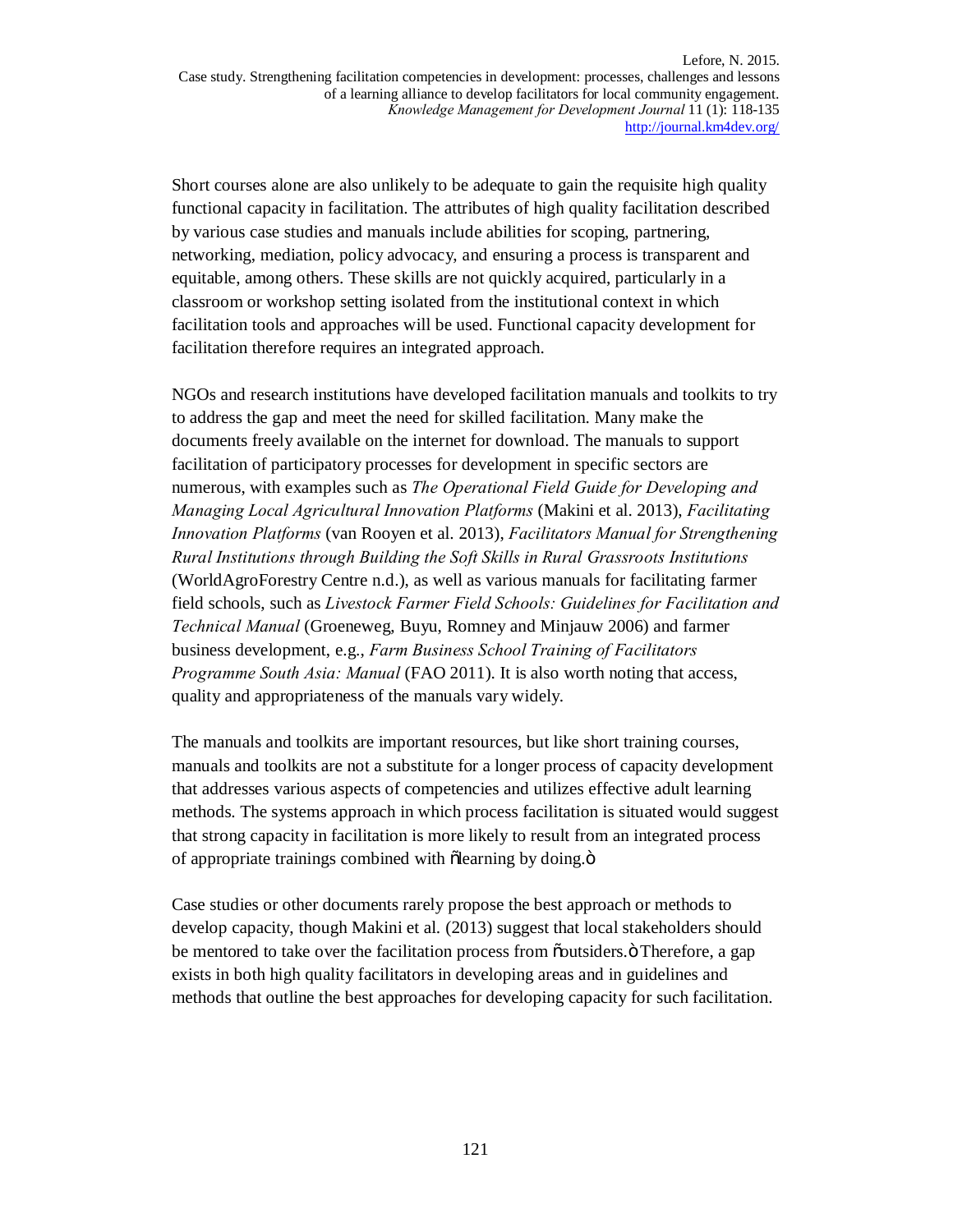Short courses alone are also unlikely to be adequate to gain the requisite high quality functional capacity in facilitation. The attributes of high quality facilitation described by various case studies and manuals include abilities for scoping, partnering, networking, mediation, policy advocacy, and ensuring a process is transparent and equitable, among others. These skills are not quickly acquired, particularly in a classroom or workshop setting isolated from the institutional context in which facilitation tools and approaches will be used. Functional capacity development for facilitation therefore requires an integrated approach.

NGOs and research institutions have developed facilitation manuals and toolkits to try to address the gap and meet the need for skilled facilitation. Many make the documents freely available on the internet for download. The manuals to support facilitation of participatory processes for development in specific sectors are numerous, with examples such as *The Operational Field Guide for Developing and Managing Local Agricultural Innovation Platforms* (Makini et al. 2013), *Facilitating Innovation Platforms* (van Rooyen et al. 2013), *Facilitators Manual for Strengthening Rural Institutions through Building the Soft Skills in Rural Grassroots Institutions* (WorldAgroForestry Centre n.d.), as well as various manuals for facilitating farmer field schools, such as *Livestock Farmer Field Schools: Guidelines for Facilitation and Technical Manual* (Groeneweg, Buyu, Romney and Minjauw 2006) and farmer business development, e.g., *Farm Business School Training of Facilitators Programme South Asia: Manual* (FAO 2011). It is also worth noting that access, quality and appropriateness of the manuals vary widely.

The manuals and toolkits are important resources, but like short training courses, manuals and toolkits are not a substitute for a longer process of capacity development that addresses various aspects of competencies and utilizes effective adult learning methods. The systems approach in which process facilitation is situated would suggest that strong capacity in facilitation is more likely to result from an integrated process of appropriate trainings combined with "learning by doing."

Case studies or other documents rarely propose the best approach or methods to develop capacity, though Makini et al. (2013) suggest that local stakeholders should be mentored to take over the facilitation process from "outsiders." Therefore, a gap exists in both high quality facilitators in developing areas and in guidelines and methods that outline the best approaches for developing capacity for such facilitation.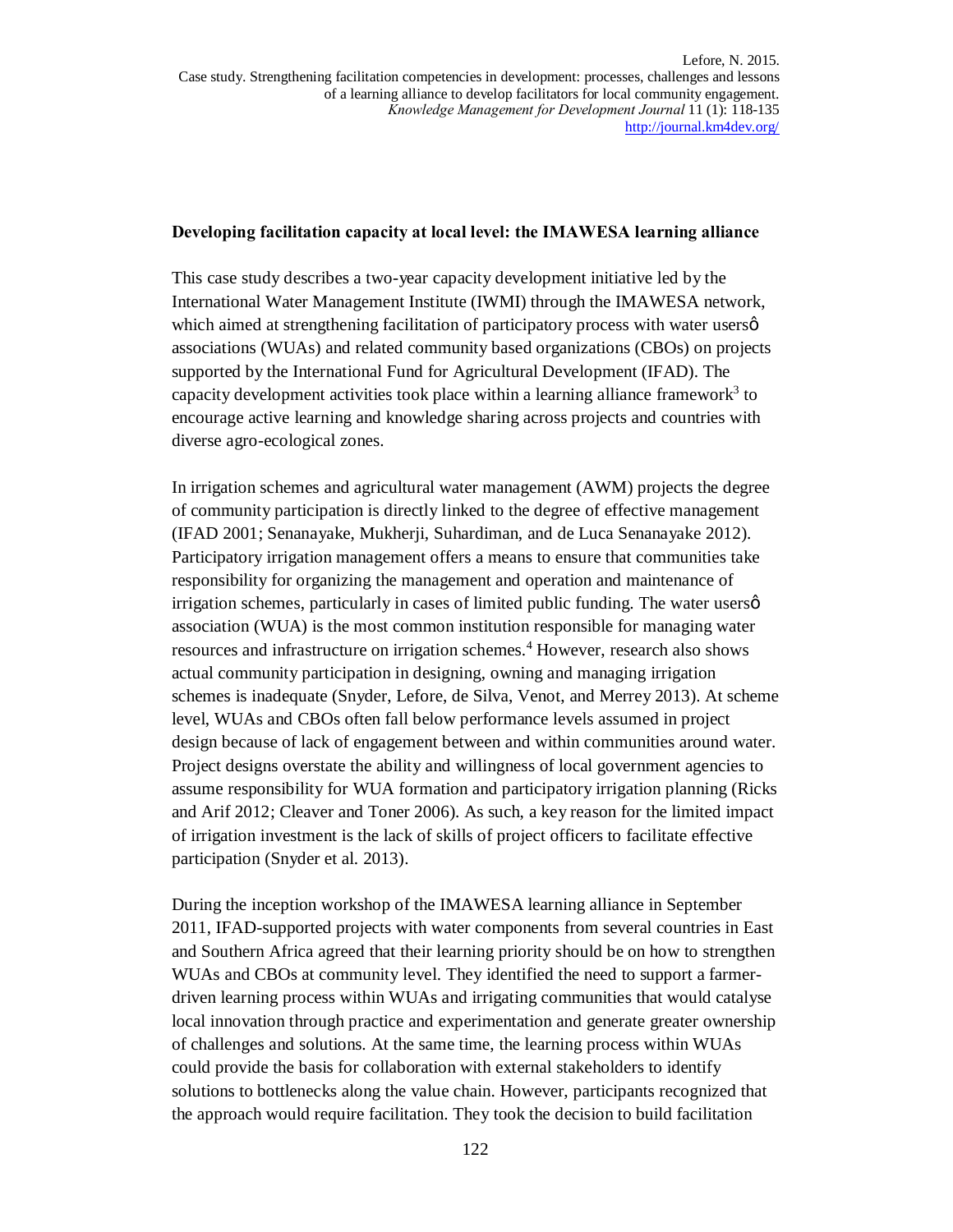**Developing facilitation capacity at local level: the IMAWESA learning alliance**

This case study describes a two-year capacity development initiative led by the International Water Management Institute (IWMI) through the IMAWESA network, which aimed at strengthening facilitation of participatory process with water usersø associations (WUAs) and related community based organizations (CBOs) on projects supported by the International Fund for Agricultural Development (IFAD). The capacity development activities took place within a learning alliance framework[3] to encourage active learning and knowledge sharing across projects and countries with diverse agro-ecological zones.

In irrigation schemes and agricultural water management (AWM) projects the degree of community participation is directly linked to the degree of effective management (IFAD 2001; Senanayake, Mukherji, Suhardiman, and de Luca Senanayake 2012). Participatory irrigation management offers a means to ensure that communities take responsibility for organizing the management and operation and maintenance of irrigation schemes, particularly in cases of limited public funding. The water usersø association (WUA) is the most common institution responsible for managing water resources and infrastructure on irrigation schemes.[4] However, research also shows actual community participation in designing, owning and managing irrigation schemes is inadequate (Snyder, Lefore, de Silva, Venot, and Merrey 2013). At scheme level, WUAs and CBOs often fall below performance levels assumed in project design because of lack of engagement between and within communities around water. Project designs overstate the ability and willingness of local government agencies to assume responsibility for WUA formation and participatory irrigation planning (Ricks and Arif 2012; Cleaver and Toner 2006). As such, a key reason for the limited impact of irrigation investment is the lack of skills of project officers to facilitate effective participation (Snyder et al. 2013).

During the inception workshop of the IMAWESA learning alliance in September 2011, IFAD-supported projects with water components from several countries in East and Southern Africa agreed that their learning priority should be on how to strengthen WUAs and CBOs at community level. They identified the need to support a farmer-driven learning process within WUAs and irrigating communities that would catalyse local innovation through practice and experimentation and generate greater ownership of challenges and solutions. At the same time, the learning process within WUAs could provide the basis for collaboration with external stakeholders to identify solutions to bottlenecks along the value chain. However, participants recognized that the approach would require facilitation. They took the decision to build facilitation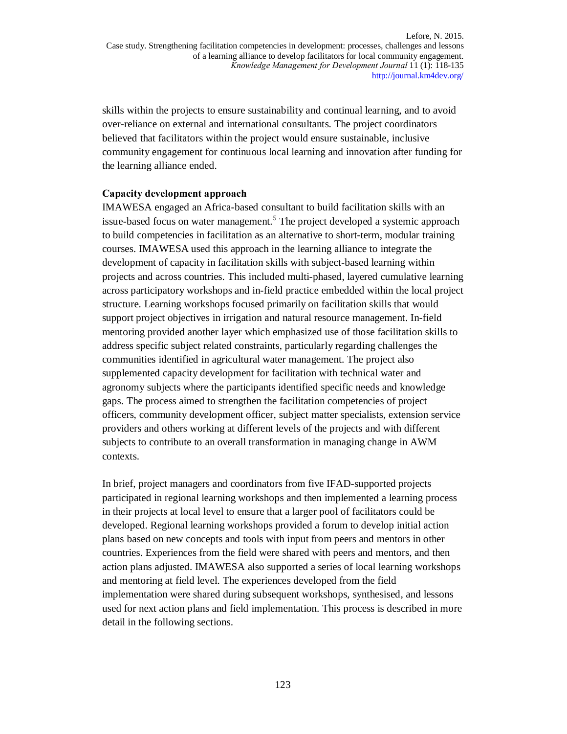skills within the projects to ensure sustainability and continual learning, and to avoid over-reliance on external and international consultants. The project coordinators believed that facilitators within the project would ensure sustainable, inclusive community engagement for continuous local learning and innovation after funding for the learning alliance ended.

**Capacity development approach**

IMAWESA engaged an Africa-based consultant to build facilitation skills with an issue-based focus on water management.[5] The project developed a systemic approach to build competencies in facilitation as an alternative to short-term, modular training courses. IMAWESA used this approach in the learning alliance to integrate the development of capacity in facilitation skills with subject-based learning within projects and across countries. This included multi-phased, layered cumulative learning across participatory workshops and in-field practice embedded within the local project structure. Learning workshops focused primarily on facilitation skills that would support project objectives in irrigation and natural resource management. In-field mentoring provided another layer which emphasized use of those facilitation skills to address specific subject related constraints, particularly regarding challenges the communities identified in agricultural water management. The project also supplemented capacity development for facilitation with technical water and agronomy subjects where the participants identified specific needs and knowledge gaps. The process aimed to strengthen the facilitation competencies of project officers, community development officer, subject matter specialists, extension service providers and others working at different levels of the projects and with different subjects to contribute to an overall transformation in managing change in AWM contexts.

In brief, project managers and coordinators from five IFAD-supported projects participated in regional learning workshops and then implemented a learning process in their projects at local level to ensure that a larger pool of facilitators could be developed. Regional learning workshops provided a forum to develop initial action plans based on new concepts and tools with input from peers and mentors in other countries. Experiences from the field were shared with peers and mentors, and then action plans adjusted. IMAWESA also supported a series of local learning workshops and mentoring at field level. The experiences developed from the field implementation were shared during subsequent workshops, synthesised, and lessons used for next action plans and field implementation. This process is described in more detail in the following sections.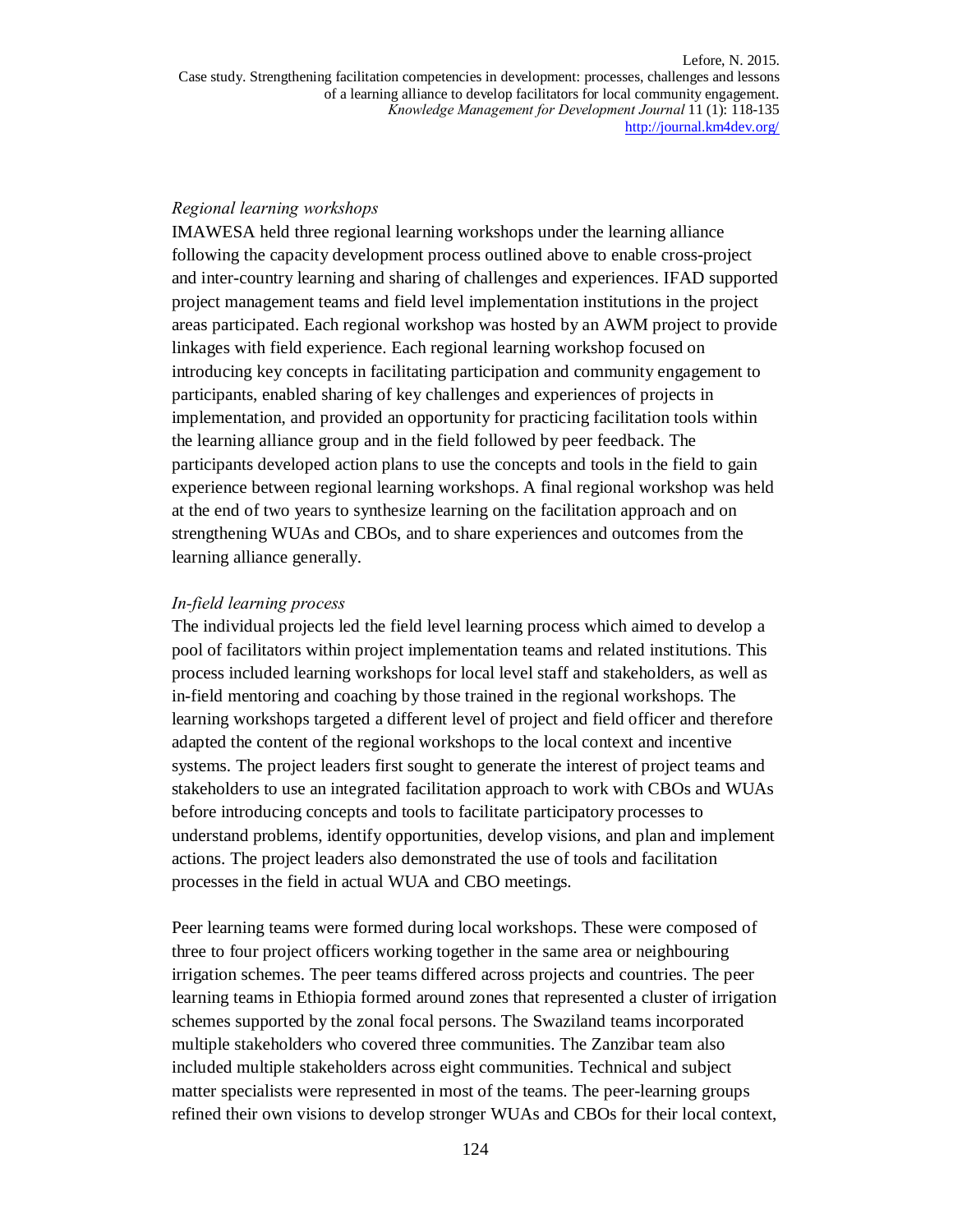*Regional learning workshops*

IMAWESA held three regional learning workshops under the learning alliance following the capacity development process outlined above to enable cross-project and inter-country learning and sharing of challenges and experiences. IFAD supported project management teams and field level implementation institutions in the project areas participated. Each regional workshop was hosted by an AWM project to provide linkages with field experience. Each regional learning workshop focused on introducing key concepts in facilitating participation and community engagement to participants, enabled sharing of key challenges and experiences of projects in implementation, and provided an opportunity for practicing facilitation tools within the learning alliance group and in the field followed by peer feedback. The participants developed action plans to use the concepts and tools in the field to gain experience between regional learning workshops. A final regional workshop was held at the end of two years to synthesize learning on the facilitation approach and on strengthening WUAs and CBOs, and to share experiences and outcomes from the learning alliance generally.

*In-field learning process*

The individual projects led the field level learning process which aimed to develop a pool of facilitators within project implementation teams and related institutions. This process included learning workshops for local level staff and stakeholders, as well as in-field mentoring and coaching by those trained in the regional workshops. The learning workshops targeted a different level of project and field officer and therefore adapted the content of the regional workshops to the local context and incentive systems. The project leaders first sought to generate the interest of project teams and stakeholders to use an integrated facilitation approach to work with CBOs and WUAs before introducing concepts and tools to facilitate participatory processes to understand problems, identify opportunities, develop visions, and plan and implement actions. The project leaders also demonstrated the use of tools and facilitation processes in the field in actual WUA and CBO meetings.

Peer learning teams were formed during local workshops. These were composed of three to four project officers working together in the same area or neighbouring irrigation schemes. The peer teams differed across projects and countries. The peer learning teams in Ethiopia formed around zones that represented a cluster of irrigation schemes supported by the zonal focal persons. The Swaziland teams incorporated multiple stakeholders who covered three communities. The Zanzibar team also included multiple stakeholders across eight communities. Technical and subject matter specialists were represented in most of the teams. The peer-learning groups refined their own visions to develop stronger WUAs and CBOs for their local context,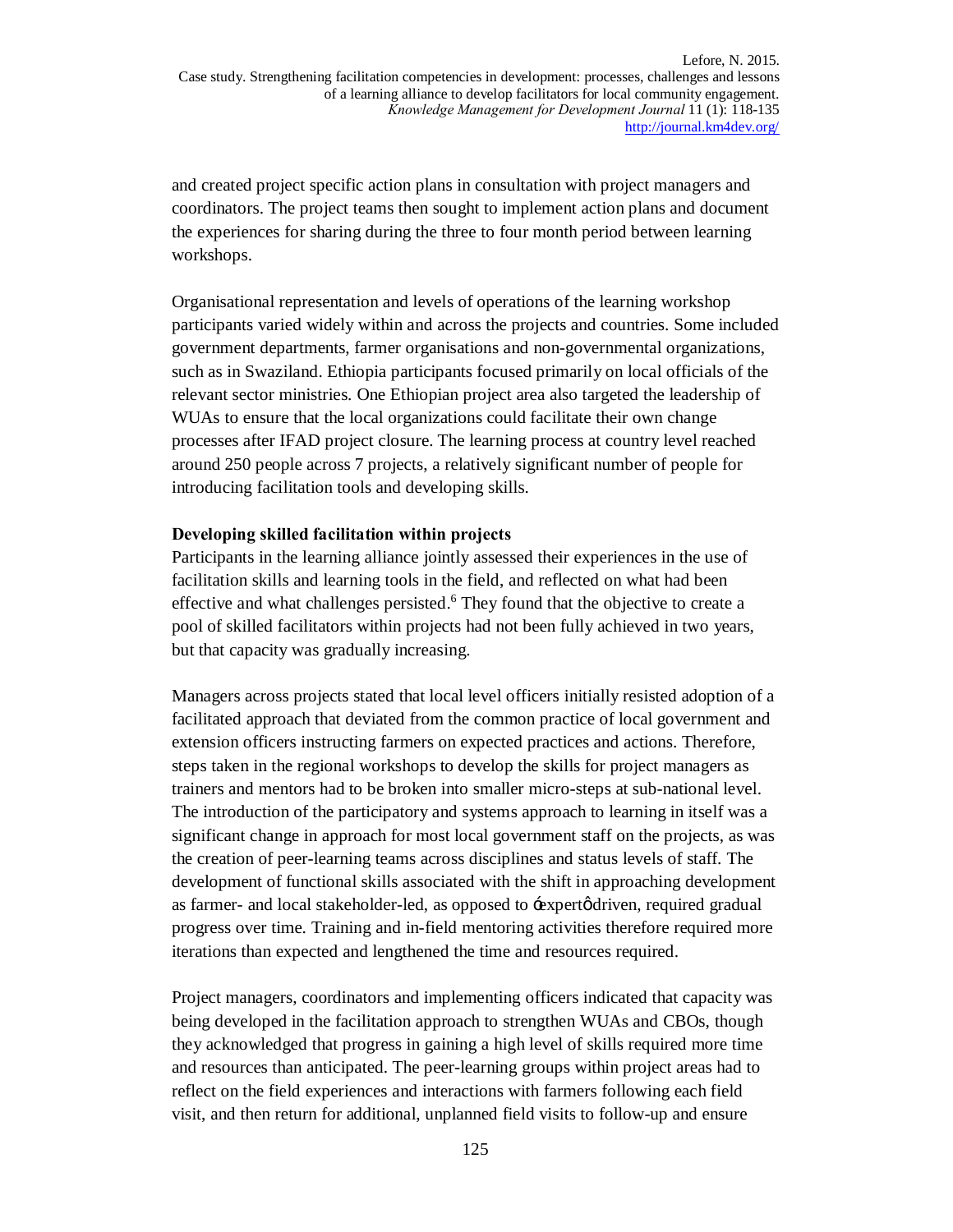and created project specific action plans in consultation with project managers and coordinators. The project teams then sought to implement action plans and document the experiences for sharing during the three to four month period between learning workshops.

Organisational representation and levels of operations of the learning workshop participants varied widely within and across the projects and countries. Some included government departments, farmer organisations and non-governmental organizations, such as in Swaziland. Ethiopia participants focused primarily on local officials of the relevant sector ministries. One Ethiopian project area also targeted the leadership of WUAs to ensure that the local organizations could facilitate their own change processes after IFAD project closure. The learning process at country level reached around 250 people across 7 projects, a relatively significant number of people for introducing facilitation tools and developing skills.

**Developing skilled facilitation within projects**

Participants in the learning alliance jointly assessed their experiences in the use of facilitation skills and learning tools in the field, and reflected on what had been effective and what challenges persisted.[6] They found that the objective to create a pool of skilled facilitators within projects had not been fully achieved in two years, but that capacity was gradually increasing.

Managers across projects stated that local level officers initially resisted adoption of a facilitated approach that deviated from the common practice of local government and extension officers instructing farmers on expected practices and actions. Therefore, steps taken in the regional workshops to develop the skills for project managers as trainers and mentors had to be broken into smaller micro-steps at sub-national level. The introduction of the participatory and systems approach to learning in itself was a significant change in approach for most local government staff on the projects, as was the creation of peer-learning teams across disciplines and status levels of staff. The development of functional skills associated with the shift in approaching development as farmer- and local stakeholder-led, as opposed to 'expert' driven, required gradual progress over time. Training and in-field mentoring activities therefore required more iterations than expected and lengthened the time and resources required.

Project managers, coordinators and implementing officers indicated that capacity was being developed in the facilitation approach to strengthen WUAs and CBOs, though they acknowledged that progress in gaining a high level of skills required more time and resources than anticipated. The peer-learning groups within project areas had to reflect on the field experiences and interactions with farmers following each field visit, and then return for additional, unplanned field visits to follow-up and ensure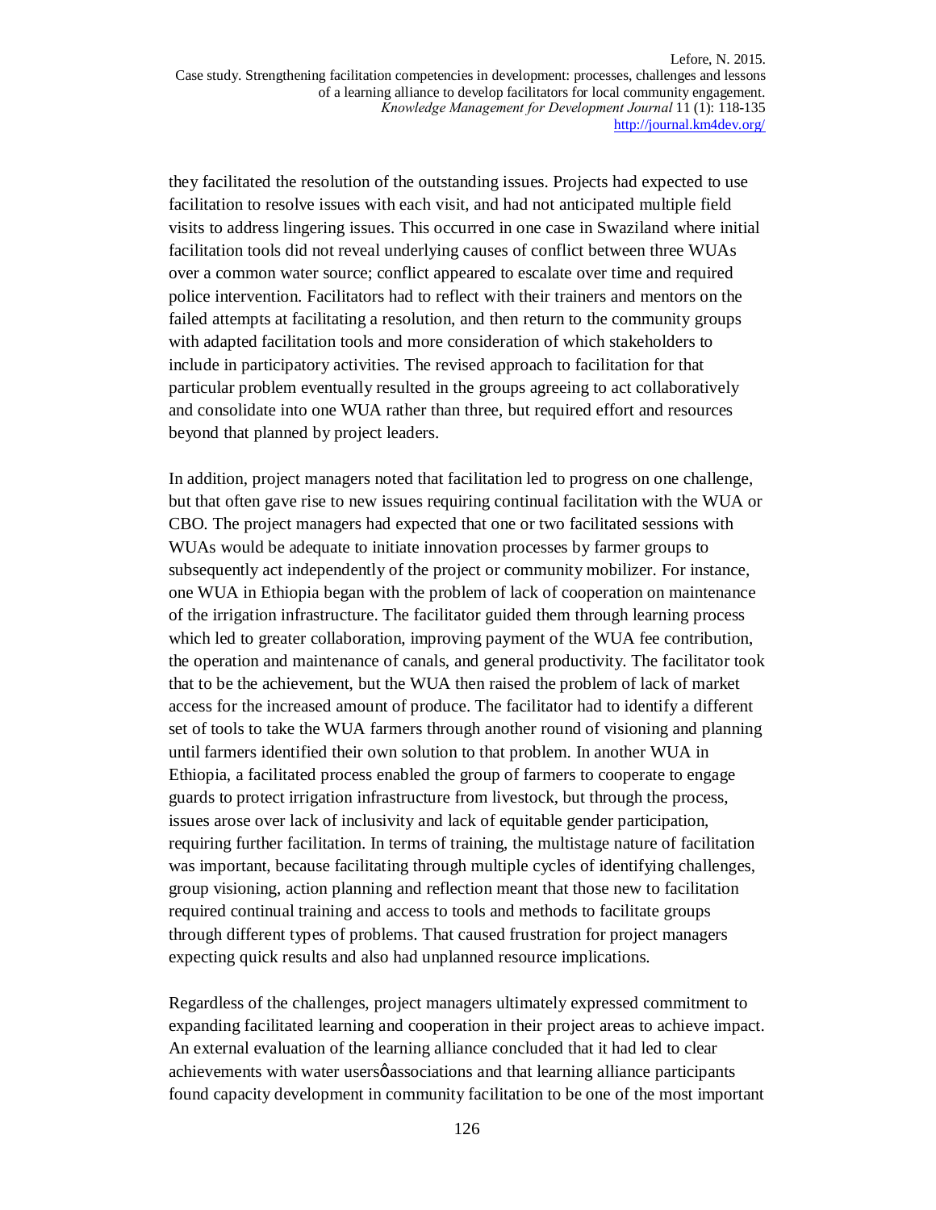they facilitated the resolution of the outstanding issues. Projects had expected to use facilitation to resolve issues with each visit, and had not anticipated multiple field visits to address lingering issues. This occurred in one case in Swaziland where initial facilitation tools did not reveal underlying causes of conflict between three WUAs over a common water source; conflict appeared to escalate over time and required police intervention. Facilitators had to reflect with their trainers and mentors on the failed attempts at facilitating a resolution, and then return to the community groups with adapted facilitation tools and more consideration of which stakeholders to include in participatory activities. The revised approach to facilitation for that particular problem eventually resulted in the groups agreeing to act collaboratively and consolidate into one WUA rather than three, but required effort and resources beyond that planned by project leaders.

In addition, project managers noted that facilitation led to progress on one challenge, but that often gave rise to new issues requiring continual facilitation with the WUA or CBO. The project managers had expected that one or two facilitated sessions with WUAs would be adequate to initiate innovation processes by farmer groups to subsequently act independently of the project or community mobilizer. For instance, one WUA in Ethiopia began with the problem of lack of cooperation on maintenance of the irrigation infrastructure. The facilitator guided them through learning process which led to greater collaboration, improving payment of the WUA fee contribution, the operation and maintenance of canals, and general productivity. The facilitator took that to be the achievement, but the WUA then raised the problem of lack of market access for the increased amount of produce. The facilitator had to identify a different set of tools to take the WUA farmers through another round of visioning and planning until farmers identified their own solution to that problem. In another WUA in Ethiopia, a facilitated process enabled the group of farmers to cooperate to engage guards to protect irrigation infrastructure from livestock, but through the process, issues arose over lack of inclusivity and lack of equitable gender participation, requiring further facilitation. In terms of training, the multistage nature of facilitation was important, because facilitating through multiple cycles of identifying challenges, group visioning, action planning and reflection meant that those new to facilitation required continual training and access to tools and methods to facilitate groups through different types of problems. That caused frustration for project managers expecting quick results and also had unplanned resource implications.

Regardless of the challenges, project managers ultimately expressed commitment to expanding facilitated learning and cooperation in their project areas to achieve impact. An external evaluation of the learning alliance concluded that it had led to clear achievements with water usersô associations and that learning alliance participants found capacity development in community facilitation to be one of the most important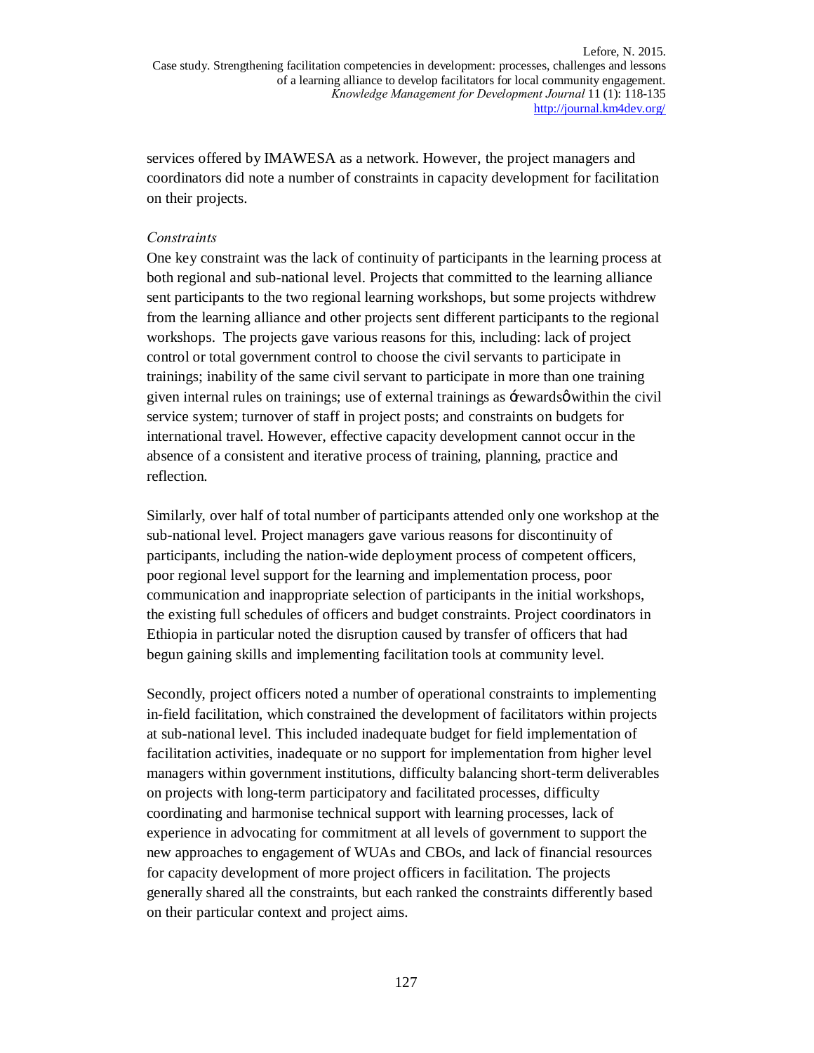services offered by IMAWESA as a network. However, the project managers and coordinators did note a number of constraints in capacity development for facilitation on their projects.

*Constraints*

One key constraint was the lack of continuity of participants in the learning process at both regional and sub-national level. Projects that committed to the learning alliance sent participants to the two regional learning workshops, but some projects withdrew from the learning alliance and other projects sent different participants to the regional workshops. The projects gave various reasons for this, including: lack of project control or total government control to choose the civil servants to participate in trainings; inability of the same civil servant to participate in more than one training given internal rules on trainings; use of external trainings as 'rewards' within the civil service system; turnover of staff in project posts; and constraints on budgets for international travel. However, effective capacity development cannot occur in the absence of a consistent and iterative process of training, planning, practice and reflection.

Similarly, over half of total number of participants attended only one workshop at the sub-national level. Project managers gave various reasons for discontinuity of participants, including the nation-wide deployment process of competent officers, poor regional level support for the learning and implementation process, poor communication and inappropriate selection of participants in the initial workshops, the existing full schedules of officers and budget constraints. Project coordinators in Ethiopia in particular noted the disruption caused by transfer of officers that had begun gaining skills and implementing facilitation tools at community level.

Secondly, project officers noted a number of operational constraints to implementing in-field facilitation, which constrained the development of facilitators within projects at sub-national level. This included inadequate budget for field implementation of facilitation activities, inadequate or no support for implementation from higher level managers within government institutions, difficulty balancing short-term deliverables on projects with long-term participatory and facilitated processes, difficulty coordinating and harmonise technical support with learning processes, lack of experience in advocating for commitment at all levels of government to support the new approaches to engagement of WUAs and CBOs, and lack of financial resources for capacity development of more project officers in facilitation. The projects generally shared all the constraints, but each ranked the constraints differently based on their particular context and project aims.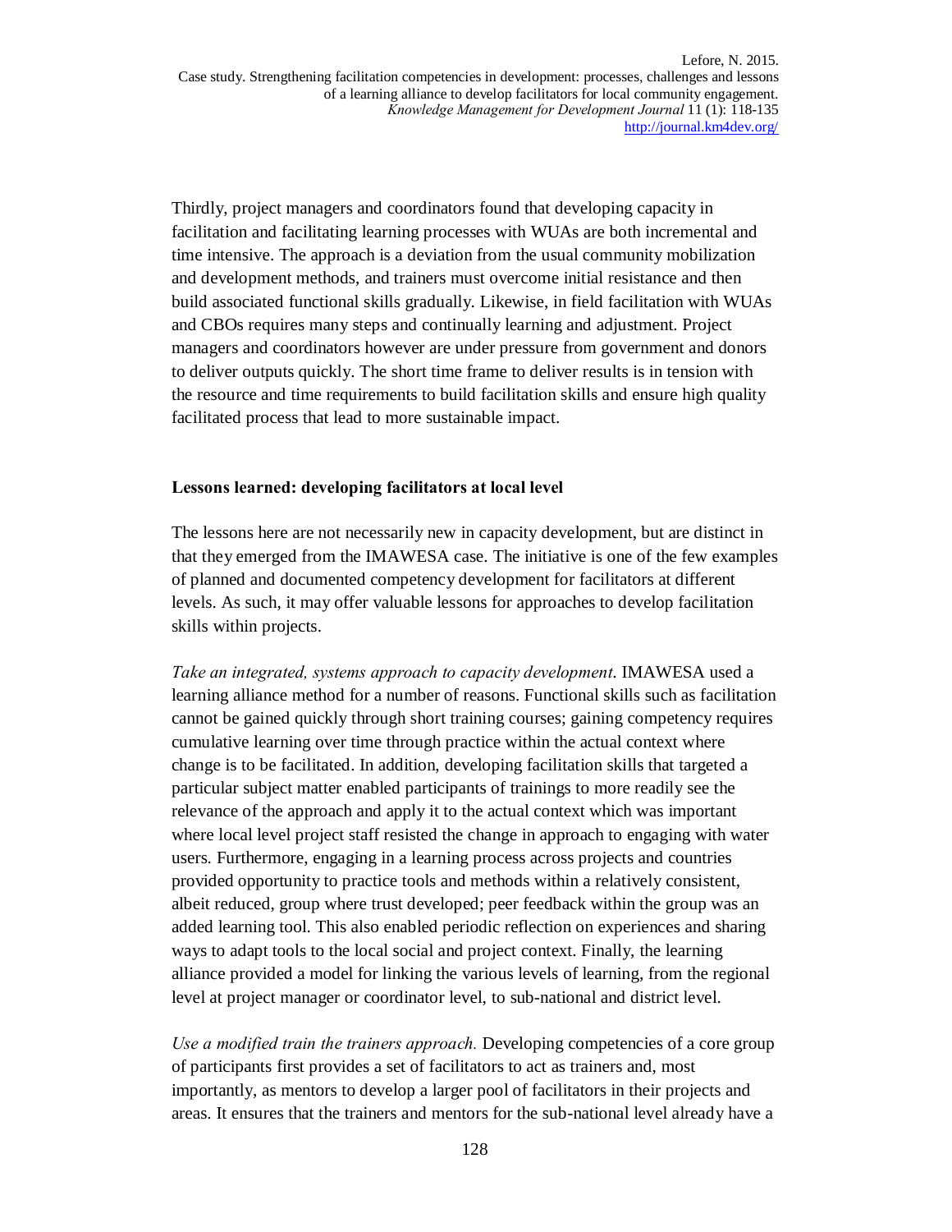Thirdly, project managers and coordinators found that developing capacity in facilitation and facilitating learning processes with WUAs are both incremental and time intensive. The approach is a deviation from the usual community mobilization and development methods, and trainers must overcome initial resistance and then build associated functional skills gradually. Likewise, in field facilitation with WUAs and CBOs requires many steps and continually learning and adjustment. Project managers and coordinators however are under pressure from government and donors to deliver outputs quickly. The short time frame to deliver results is in tension with the resource and time requirements to build facilitation skills and ensure high quality facilitated process that lead to more sustainable impact.

**Lessons learned: developing facilitators at local level**

The lessons here are not necessarily new in capacity development, but are distinct in that they emerged from the IMAWESA case. The initiative is one of the few examples of planned and documented competency development for facilitators at different levels. As such, it may offer valuable lessons for approaches to develop facilitation skills within projects.

*Take an integrated, systems approach to capacity development*. IMAWESA used a learning alliance method for a number of reasons. Functional skills such as facilitation cannot be gained quickly through short training courses; gaining competency requires cumulative learning over time through practice within the actual context where change is to be facilitated. In addition, developing facilitation skills that targeted a particular subject matter enabled participants of trainings to more readily see the relevance of the approach and apply it to the actual context which was important where local level project staff resisted the change in approach to engaging with water users. Furthermore, engaging in a learning process across projects and countries provided opportunity to practice tools and methods within a relatively consistent, albeit reduced, group where trust developed; peer feedback within the group was an added learning tool. This also enabled periodic reflection on experiences and sharing ways to adapt tools to the local social and project context. Finally, the learning alliance provided a model for linking the various levels of learning, from the regional level at project manager or coordinator level, to sub-national and district level.

*Use a modified train the trainers approach.* Developing competencies of a core group of participants first provides a set of facilitators to act as trainers and, most importantly, as mentors to develop a larger pool of facilitators in their projects and areas. It ensures that the trainers and mentors for the sub-national level already have a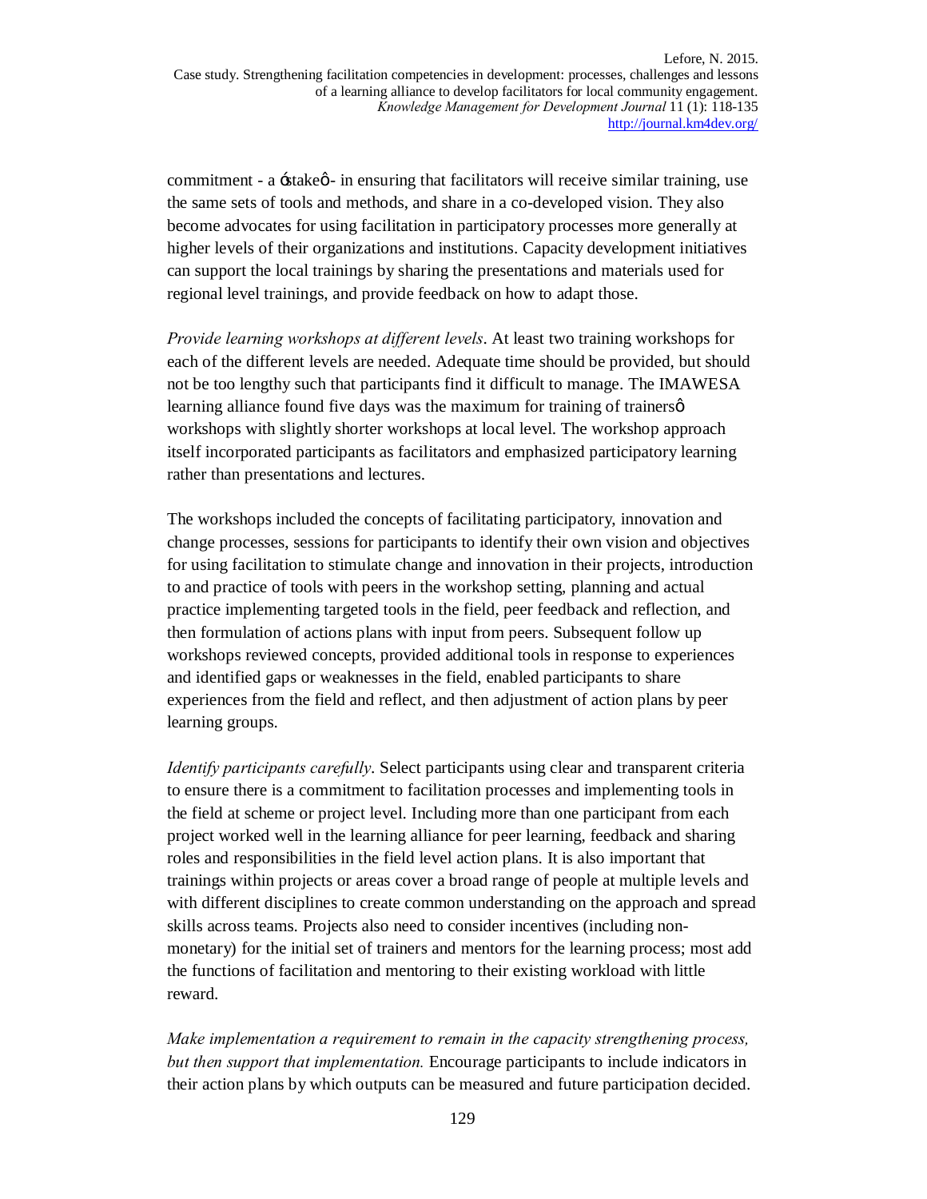commitment - a 'stake' - in ensuring that facilitators will receive similar training, use the same sets of tools and methods, and share in a co-developed vision. They also become advocates for using facilitation in participatory processes more generally at higher levels of their organizations and institutions. Capacity development initiatives can support the local trainings by sharing the presentations and materials used for regional level trainings, and provide feedback on how to adapt those.

*Provide learning workshops at different levels*. At least two training workshops for each of the different levels are needed. Adequate time should be provided, but should not be too lengthy such that participants find it difficult to manage. The IMAWESA learning alliance found five days was the maximum for training of trainers' workshops with slightly shorter workshops at local level. The workshop approach itself incorporated participants as facilitators and emphasized participatory learning rather than presentations and lectures.

The workshops included the concepts of facilitating participatory, innovation and change processes, sessions for participants to identify their own vision and objectives for using facilitation to stimulate change and innovation in their projects, introduction to and practice of tools with peers in the workshop setting, planning and actual practice implementing targeted tools in the field, peer feedback and reflection, and then formulation of actions plans with input from peers. Subsequent follow up workshops reviewed concepts, provided additional tools in response to experiences and identified gaps or weaknesses in the field, enabled participants to share experiences from the field and reflect, and then adjustment of action plans by peer learning groups.

*Identify participants carefully*. Select participants using clear and transparent criteria to ensure there is a commitment to facilitation processes and implementing tools in the field at scheme or project level. Including more than one participant from each project worked well in the learning alliance for peer learning, feedback and sharing roles and responsibilities in the field level action plans. It is also important that trainings within projects or areas cover a broad range of people at multiple levels and with different disciplines to create common understanding on the approach and spread skills across teams. Projects also need to consider incentives (including non-monetary) for the initial set of trainers and mentors for the learning process; most add the functions of facilitation and mentoring to their existing workload with little reward.

*Make implementation a requirement to remain in the capacity strengthening process, but then support that implementation.* Encourage participants to include indicators in their action plans by which outputs can be measured and future participation decided.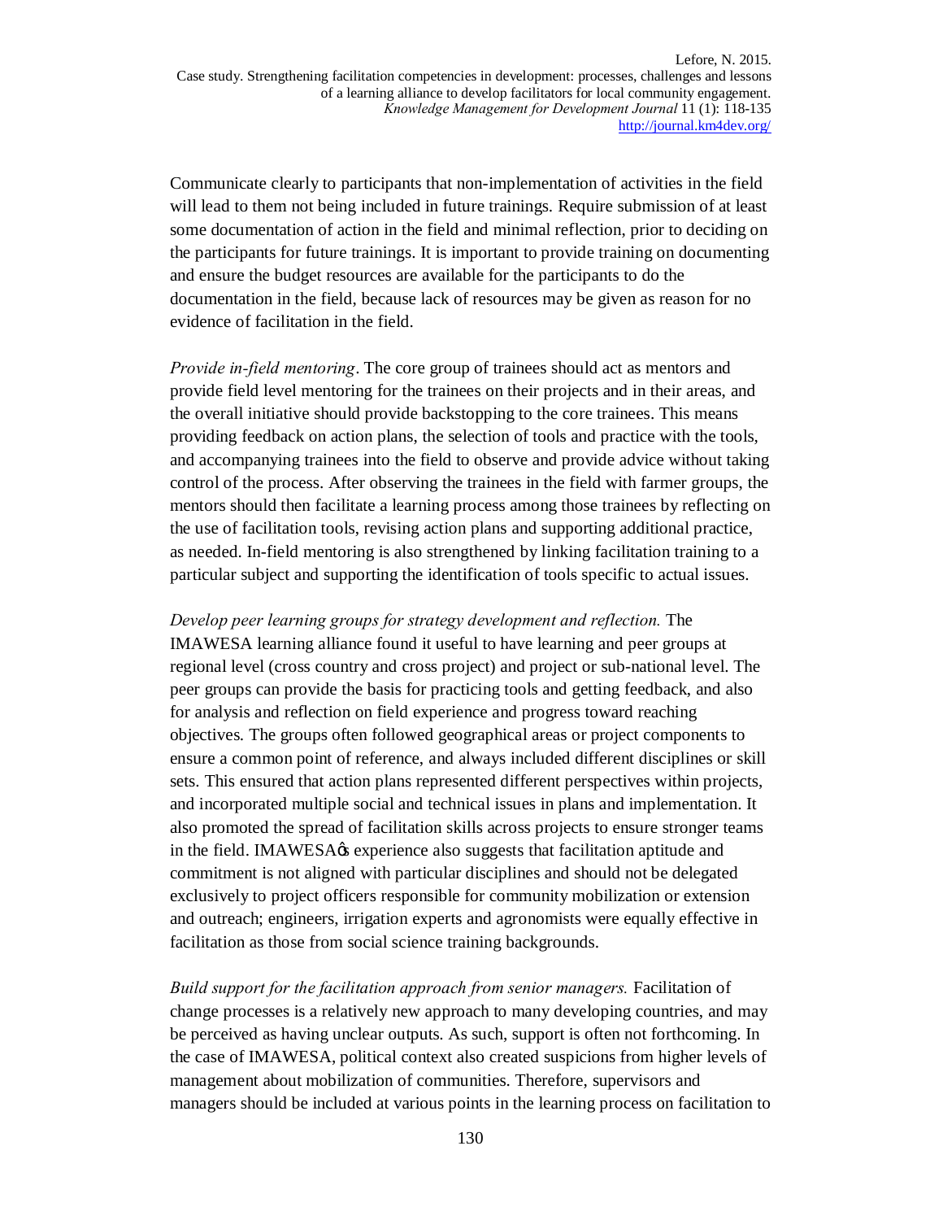Communicate clearly to participants that non-implementation of activities in the field will lead to them not being included in future trainings. Require submission of at least some documentation of action in the field and minimal reflection, prior to deciding on the participants for future trainings. It is important to provide training on documenting and ensure the budget resources are available for the participants to do the documentation in the field, because lack of resources may be given as reason for no evidence of facilitation in the field.

*Provide in-field mentoring*. The core group of trainees should act as mentors and provide field level mentoring for the trainees on their projects and in their areas, and the overall initiative should provide backstopping to the core trainees. This means providing feedback on action plans, the selection of tools and practice with the tools, and accompanying trainees into the field to observe and provide advice without taking control of the process. After observing the trainees in the field with farmer groups, the mentors should then facilitate a learning process among those trainees by reflecting on the use of facilitation tools, revising action plans and supporting additional practice, as needed. In-field mentoring is also strengthened by linking facilitation training to a particular subject and supporting the identification of tools specific to actual issues.

*Develop peer learning groups for strategy development and reflection.* The IMAWESA learning alliance found it useful to have learning and peer groups at regional level (cross country and cross project) and project or sub-national level. The peer groups can provide the basis for practicing tools and getting feedback, and also for analysis and reflection on field experience and progress toward reaching objectives. The groups often followed geographical areas or project components to ensure a common point of reference, and always included different disciplines or skill sets. This ensured that action plans represented different perspectives within projects, and incorporated multiple social and technical issues in plans and implementation. It also promoted the spread of facilitation skills across projects to ensure stronger teams in the field. IMAWESA's experience also suggests that facilitation aptitude and commitment is not aligned with particular disciplines and should not be delegated exclusively to project officers responsible for community mobilization or extension and outreach; engineers, irrigation experts and agronomists were equally effective in facilitation as those from social science training backgrounds.

*Build support for the facilitation approach from senior managers.* Facilitation of change processes is a relatively new approach to many developing countries, and may be perceived as having unclear outputs. As such, support is often not forthcoming. In the case of IMAWESA, political context also created suspicions from higher levels of management about mobilization of communities. Therefore, supervisors and managers should be included at various points in the learning process on facilitation to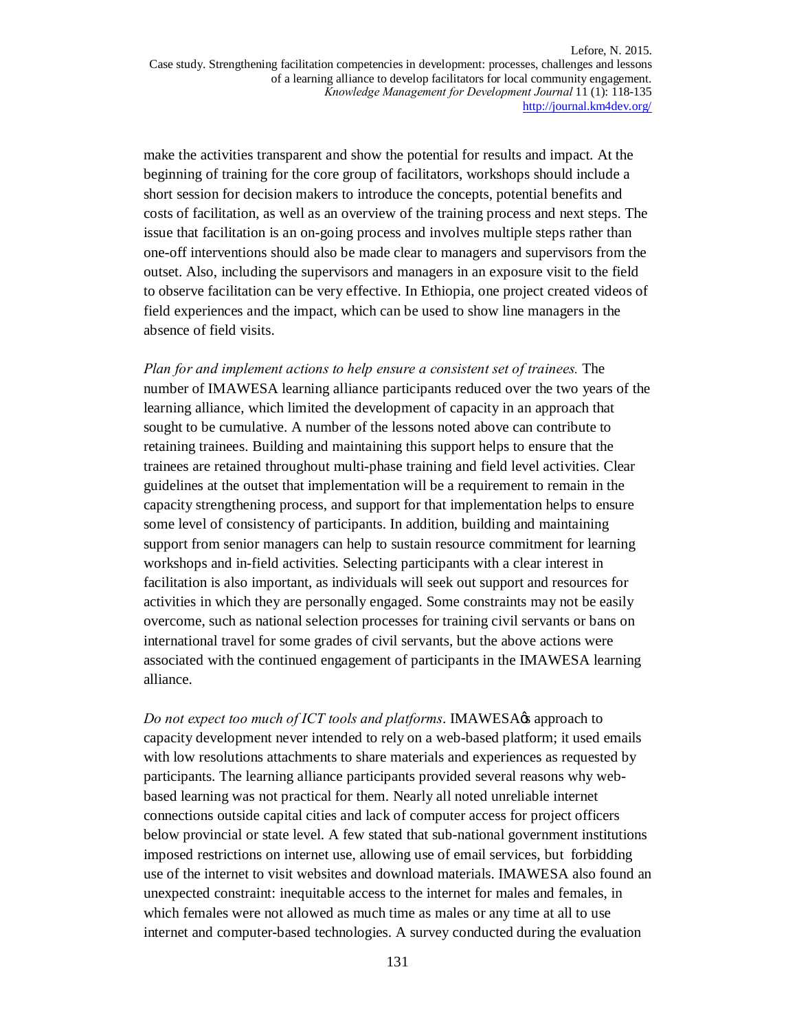make the activities transparent and show the potential for results and impact. At the beginning of training for the core group of facilitators, workshops should include a short session for decision makers to introduce the concepts, potential benefits and costs of facilitation, as well as an overview of the training process and next steps. The issue that facilitation is an on-going process and involves multiple steps rather than one-off interventions should also be made clear to managers and supervisors from the outset. Also, including the supervisors and managers in an exposure visit to the field to observe facilitation can be very effective. In Ethiopia, one project created videos of field experiences and the impact, which can be used to show line managers in the absence of field visits.

*Plan for and implement actions to help ensure a consistent set of trainees.* The number of IMAWESA learning alliance participants reduced over the two years of the learning alliance, which limited the development of capacity in an approach that sought to be cumulative. A number of the lessons noted above can contribute to retaining trainees. Building and maintaining this support helps to ensure that the trainees are retained throughout multi-phase training and field level activities. Clear guidelines at the outset that implementation will be a requirement to remain in the capacity strengthening process, and support for that implementation helps to ensure some level of consistency of participants. In addition, building and maintaining support from senior managers can help to sustain resource commitment for learning workshops and in-field activities. Selecting participants with a clear interest in facilitation is also important, as individuals will seek out support and resources for activities in which they are personally engaged. Some constraints may not be easily overcome, such as national selection processes for training civil servants or bans on international travel for some grades of civil servants, but the above actions were associated with the continued engagement of participants in the IMAWESA learning alliance.

*Do not expect too much of ICT tools and platforms*. IMAWESA's approach to capacity development never intended to rely on a web-based platform; it used emails with low resolutions attachments to share materials and experiences as requested by participants. The learning alliance participants provided several reasons why web-based learning was not practical for them. Nearly all noted unreliable internet connections outside capital cities and lack of computer access for project officers below provincial or state level. A few stated that sub-national government institutions imposed restrictions on internet use, allowing use of email services, but forbidding use of the internet to visit websites and download materials. IMAWESA also found an unexpected constraint: inequitable access to the internet for males and females, in which females were not allowed as much time as males or any time at all to use internet and computer-based technologies. A survey conducted during the evaluation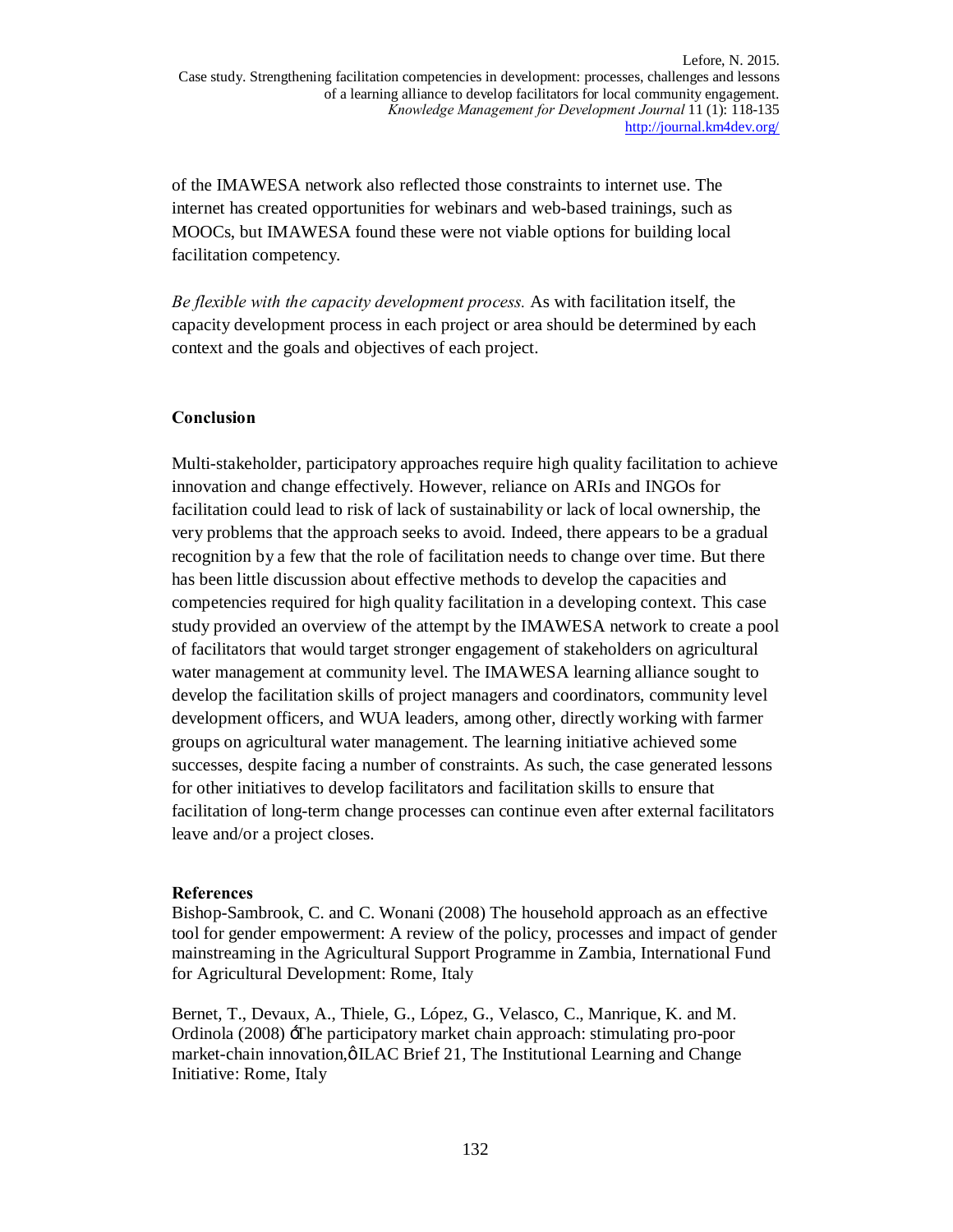of the IMAWESA network also reflected those constraints to internet use. The internet has created opportunities for webinars and web-based trainings, such as MOOCs, but IMAWESA found these were not viable options for building local facilitation competency.

*Be flexible with the capacity development process.* As with facilitation itself, the capacity development process in each project or area should be determined by each context and the goals and objectives of each project.

## Conclusion

Multi-stakeholder, participatory approaches require high quality facilitation to achieve innovation and change effectively. However, reliance on ARIs and INGOs for facilitation could lead to risk of lack of sustainability or lack of local ownership, the very problems that the approach seeks to avoid. Indeed, there appears to be a gradual recognition by a few that the role of facilitation needs to change over time. But there has been little discussion about effective methods to develop the capacities and competencies required for high quality facilitation in a developing context. This case study provided an overview of the attempt by the IMAWESA network to create a pool of facilitators that would target stronger engagement of stakeholders on agricultural water management at community level. The IMAWESA learning alliance sought to develop the facilitation skills of project managers and coordinators, community level development officers, and WUA leaders, among other, directly working with farmer groups on agricultural water management. The learning initiative achieved some successes, despite facing a number of constraints. As such, the case generated lessons for other initiatives to develop facilitators and facilitation skills to ensure that facilitation of long-term change processes can continue even after external facilitators leave and/or a project closes.

## References

Bishop-Sambrook, C. and C. Wonani (2008) The household approach as an effective tool for gender empowerment: A review of the policy, processes and impact of gender mainstreaming in the Agricultural Support Programme in Zambia, International Fund for Agricultural Development: Rome, Italy

Bernet, T., Devaux, A., Thiele, G., López, G., Velasco, C., Manrique, K. and M. Ordinola (2008) 'The participatory market chain approach: stimulating pro-poor market-chain innovation,' ILAC Brief 21, The Institutional Learning and Change Initiative: Rome, Italy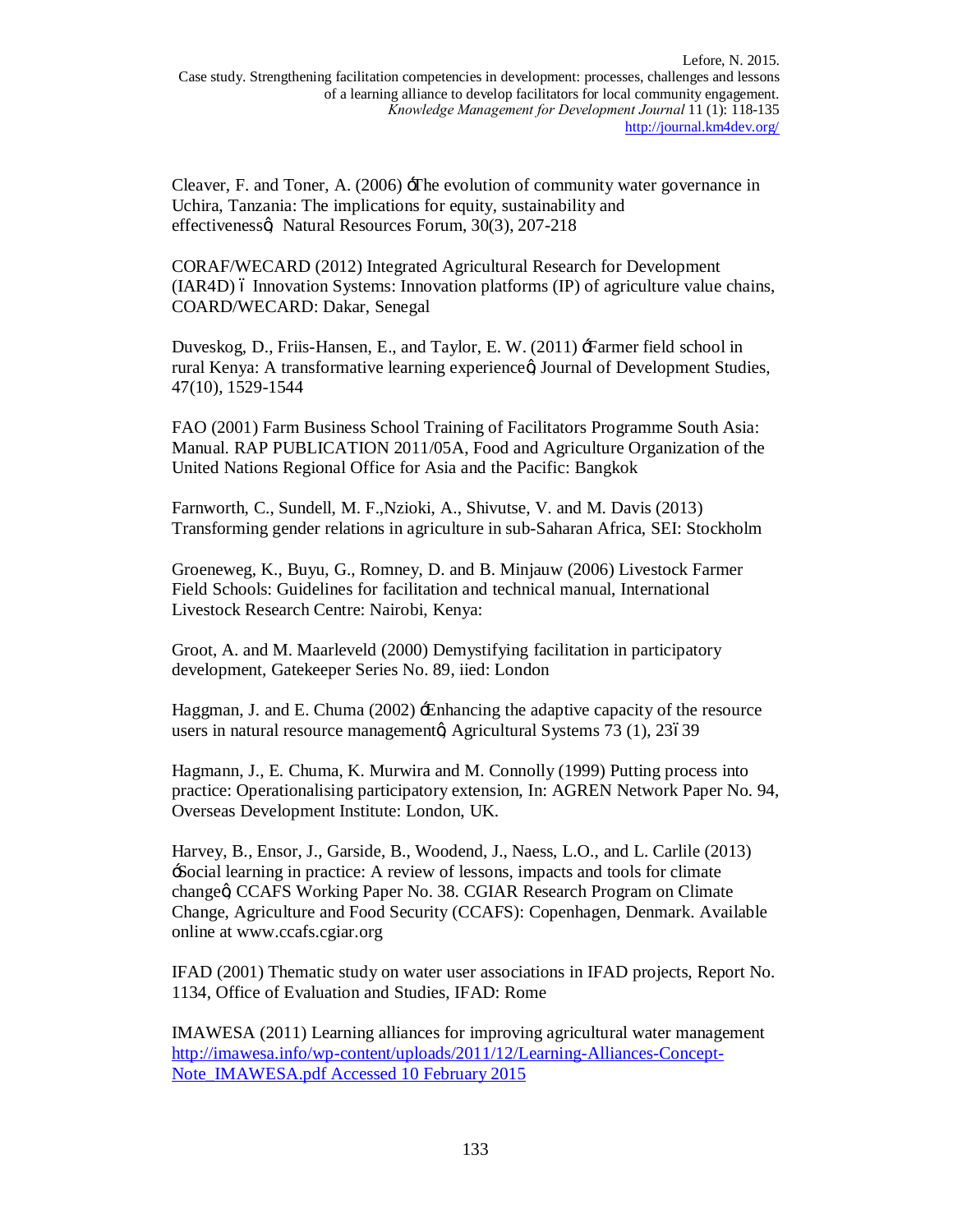Cleaver, F. and Toner, A. (2006) 'The evolution of community water governance in Uchira, Tanzania: The implications for equity, sustainability and effectiveness', Natural Resources Forum, 30(3), 207-218

CORAF/WECARD (2012) Integrated Agricultural Research for Development (IAR4D) – Innovation Systems: Innovation platforms (IP) of agriculture value chains, COARD/WECARD: Dakar, Senegal

Duveskog, D., Friis-Hansen, E., and Taylor, E. W. (2011) 'Farmer field school in rural Kenya: A transformative learning experience', Journal of Development Studies, 47(10), 1529-1544

FAO (2001) Farm Business School Training of Facilitators Programme South Asia: Manual. RAP PUBLICATION 2011/05A, Food and Agriculture Organization of the United Nations Regional Office for Asia and the Pacific: Bangkok

Farnworth, C., Sundell, M. F.,Nzioki, A., Shivutse, V. and M. Davis (2013) Transforming gender relations in agriculture in sub-Saharan Africa, SEI: Stockholm

Groeneweg, K., Buyu, G., Romney, D. and B. Minjauw (2006) Livestock Farmer Field Schools: Guidelines for facilitation and technical manual, International Livestock Research Centre: Nairobi, Kenya:

Groot, A. and M. Maarleveld (2000) Demystifying facilitation in participatory development, Gatekeeper Series No. 89, iied: London

Haggman, J. and E. Chuma (2002) 'Enhancing the adaptive capacity of the resource users in natural resource management', Agricultural Systems 73 (1), 23–39

Hagmann, J., E. Chuma, K. Murwira and M. Connolly (1999) Putting process into practice: Operationalising participatory extension, In: AGREN Network Paper No. 94, Overseas Development Institute: London, UK.

Harvey, B., Ensor, J., Garside, B., Woodend, J., Naess, L.O., and L. Carlile (2013) 'Social learning in practice: A review of lessons, impacts and tools for climate change', CCAFS Working Paper No. 38. CGIAR Research Program on Climate Change, Agriculture and Food Security (CCAFS): Copenhagen, Denmark. Available online at www.ccafs.cgiar.org

IFAD (2001) Thematic study on water user associations in IFAD projects, Report No. 1134, Office of Evaluation and Studies, IFAD: Rome

IMAWESA (2011) Learning alliances for improving agricultural water management http://imawesa.info/wp-content/uploads/2011/12/Learning-Alliances-Concept-Note_IMAWESA.pdf Accessed 10 February 2015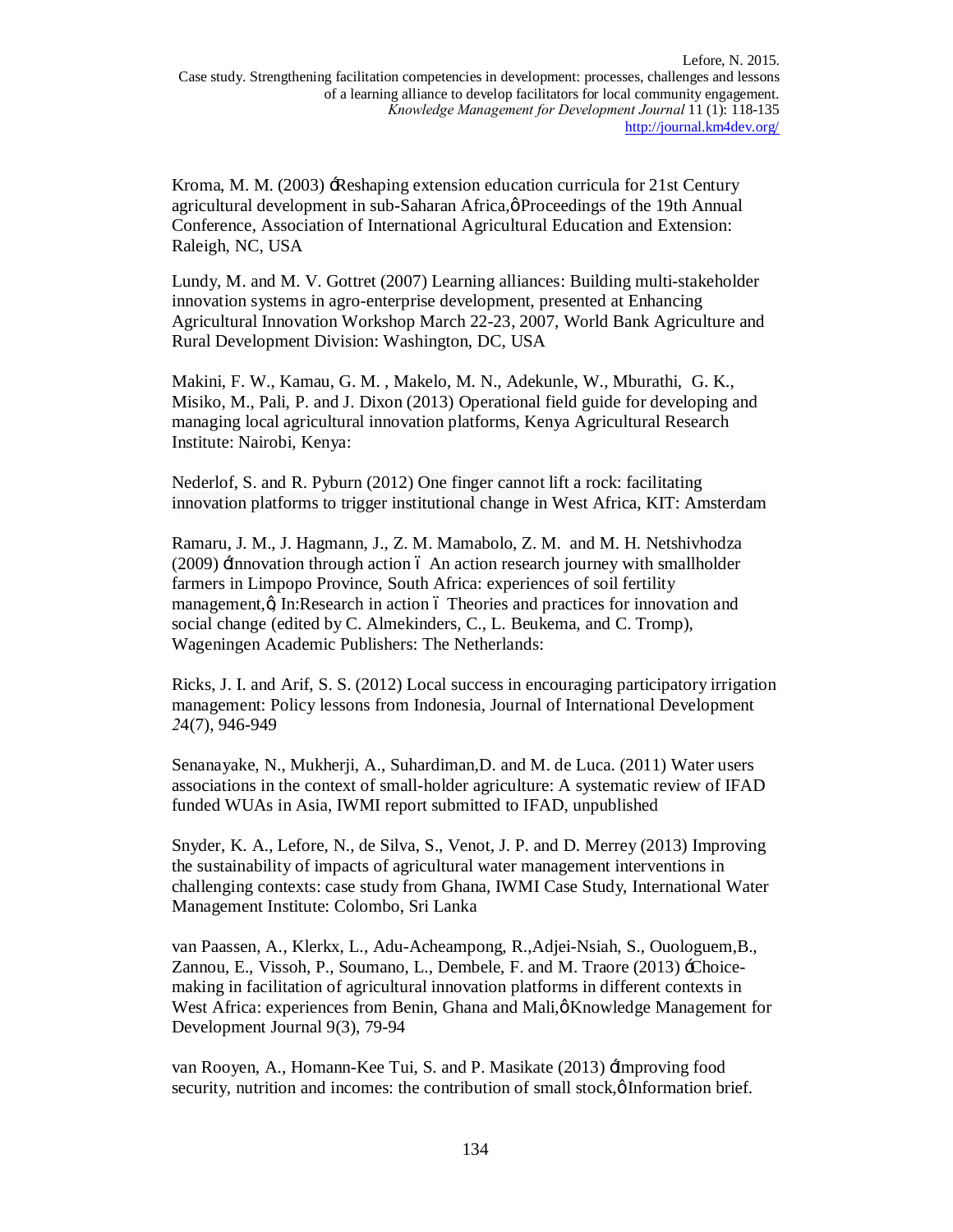Kroma, M. M. (2003) ‘Reshaping extension education curricula for 21st Century agricultural development in sub-Saharan Africa,’ Proceedings of the 19th Annual Conference, Association of International Agricultural Education and Extension: Raleigh, NC, USA

Lundy, M. and M. V. Gottret (2007) Learning alliances: Building multi-stakeholder innovation systems in agro-enterprise development, presented at Enhancing Agricultural Innovation Workshop March 22-23, 2007, World Bank Agriculture and Rural Development Division: Washington, DC, USA

Makini, F. W., Kamau, G. M. , Makelo, M. N., Adekunle, W., Mburathi, G. K., Misiko, M., Pali, P. and J. Dixon (2013) Operational field guide for developing and managing local agricultural innovation platforms, Kenya Agricultural Research Institute: Nairobi, Kenya:

Nederlof, S. and R. Pyburn (2012) One finger cannot lift a rock: facilitating innovation platforms to trigger institutional change in West Africa, KIT: Amsterdam

Ramaru, J. M., J. Hagmann, J., Z. M. Mamabolo, Z. M. and M. H. Netshivhodza (2009) ‘Innovation through action – An action research journey with smallholder farmers in Limpopo Province, South Africa: experiences of soil fertility management,’; In:Research in action – Theories and practices for innovation and social change (edited by C. Almekinders, C., L. Beukema, and C. Tromp), Wageningen Academic Publishers: The Netherlands:

Ricks, J. I. and Arif, S. S. (2012) Local success in encouraging participatory irrigation management: Policy lessons from Indonesia, Journal of International Development 24(7), 946-949

Senanayake, N., Mukherji, A., Suhardiman,D. and M. de Luca. (2011) Water users associations in the context of small-holder agriculture: A systematic review of IFAD funded WUAs in Asia, IWMI report submitted to IFAD, unpublished

Snyder, K. A., Lefore, N., de Silva, S., Venot, J. P. and D. Merrey (2013) Improving the sustainability of impacts of agricultural water management interventions in challenging contexts: case study from Ghana, IWMI Case Study, International Water Management Institute: Colombo, Sri Lanka

van Paassen, A., Klerkx, L., Adu-Acheampong, R.,Adjei-Nsiah, S., Ouologuem,B., Zannou, E., Vissoh, P., Soumano, L., Dembele, F. and M. Traore (2013) ‘Choice-making in facilitation of agricultural innovation platforms in different contexts in West Africa: experiences from Benin, Ghana and Mali,’ Knowledge Management for Development Journal 9(3), 79-94

van Rooyen, A., Homann-Kee Tui, S. and P. Masikate (2013) ‘Improving food security, nutrition and incomes: the contribution of small stock,’ Information brief.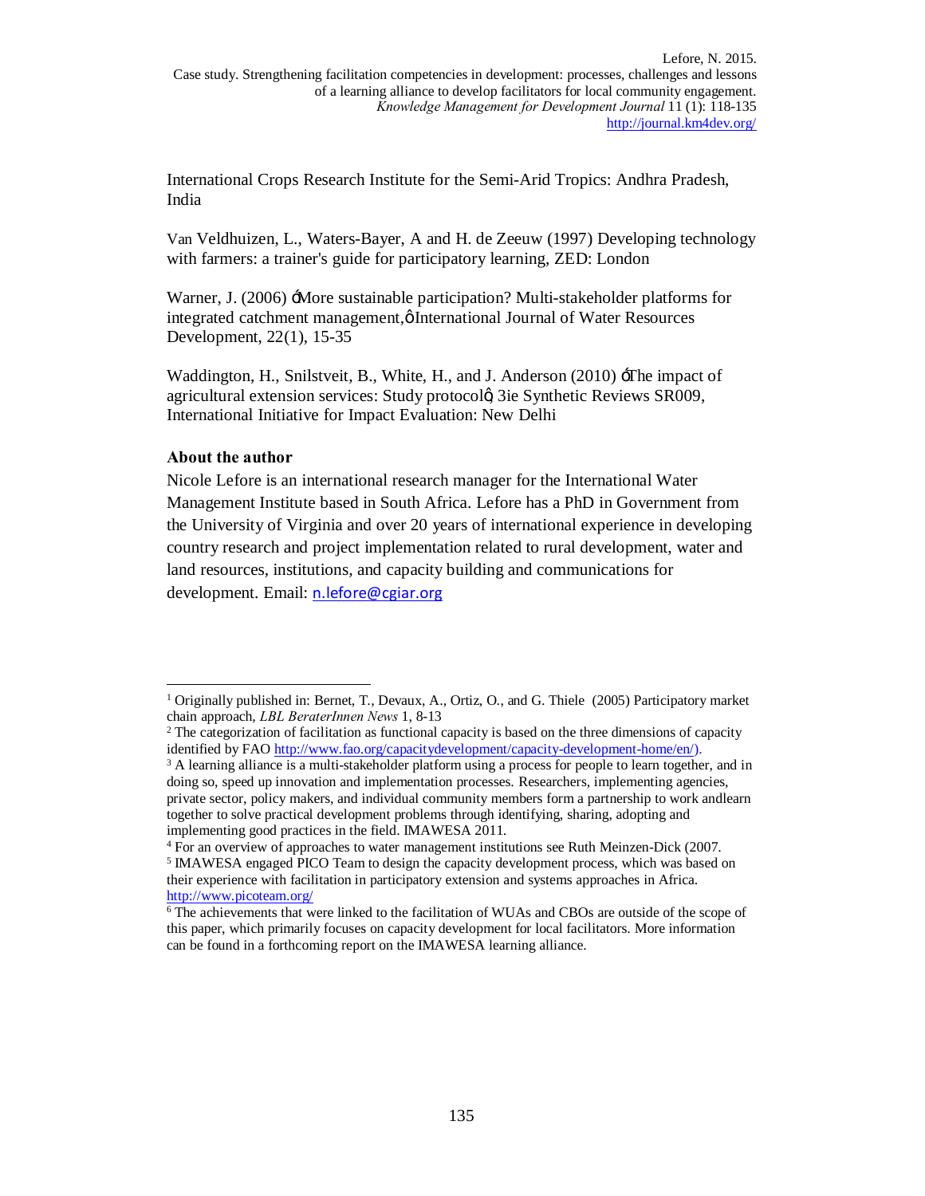International Crops Research Institute for the Semi-Arid Tropics: Andhra Pradesh, India

Van Veldhuizen, L., Waters-Bayer, A and H. de Zeeuw (1997) Developing technology with farmers: a trainer's guide for participatory learning, ZED: London

Warner, J. (2006) 'More sustainable participation? Multi-stakeholder platforms for integrated catchment management,' International Journal of Water Resources Development, 22(1), 15-35

Waddington, H., Snilstveit, B., White, H., and J. Anderson (2010) 'The impact of agricultural extension services: Study protocol', 3ie Synthetic Reviews SR009, International Initiative for Impact Evaluation: New Delhi

### About the author

Nicole Lefore is an international research manager for the International Water Management Institute based in South Africa. Lefore has a PhD in Government from the University of Virginia and over 20 years of international experience in developing country research and project implementation related to rural development, water and land resources, institutions, and capacity building and communications for development. Email: n.lefore@cgiar.org

---

[1] Originally published in: Bernet, T., Devaux, A., Ortiz, O., and G. Thiele (2005) Participatory market chain approach, *LBL BeraterInnen News* 1, 8-13

[2] The categorization of facilitation as functional capacity is based on the three dimensions of capacity identified by FAO http://www.fao.org/capacitydevelopment/capacity-development-home/en/).

[3] A learning alliance is a multi-stakeholder platform using a process for people to learn together, and in doing so, speed up innovation and implementation processes. Researchers, implementing agencies, private sector, policy makers, and individual community members form a partnership to work andlearn together to solve practical development problems through identifying, sharing, adopting and implementing good practices in the field. IMAWESA 2011.

[4] For an overview of approaches to water management institutions see Ruth Meinzen-Dick (2007.

[5] IMAWESA engaged PICO Team to design the capacity development process, which was based on their experience with facilitation in participatory extension and systems approaches in Africa. http://www.picoteam.org/

[6] The achievements that were linked to the facilitation of WUAs and CBOs are outside of the scope of this paper, which primarily focuses on capacity development for local facilitators. More information can be found in a forthcoming report on the IMAWESA learning alliance.